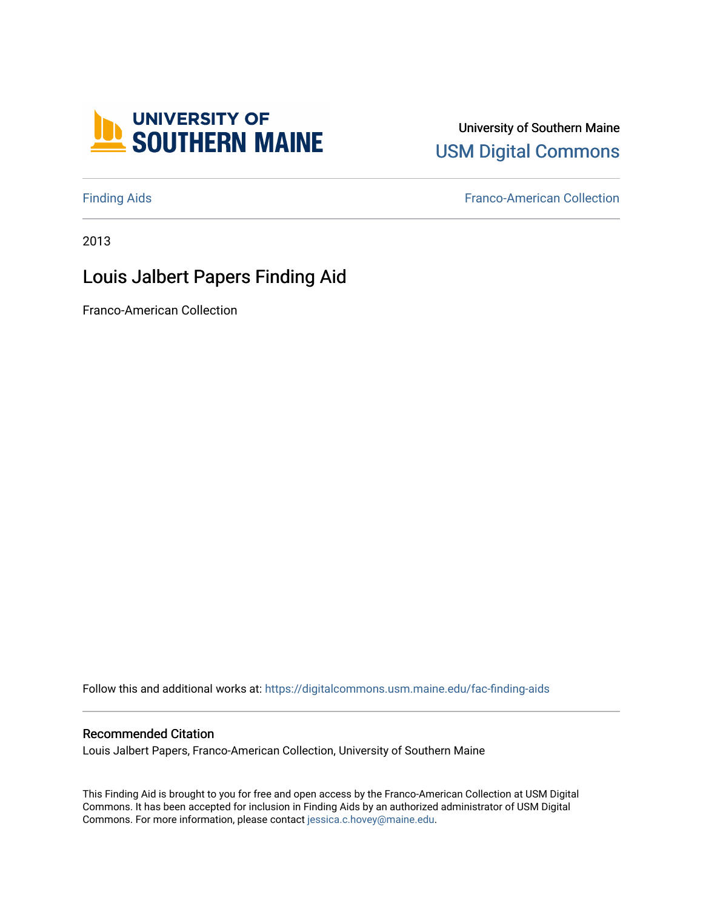University of Southern Maine

USM Digital Commons

Finding Aids

Franco-American Collection

2013

# Louis Jalbert Papers Finding Aid

Franco-American Collection

Follow this and additional works at: https://digitalcommons.usm.maine.edu/fac-finding-aids

## Recommended Citation

Louis Jalbert Papers, Franco-American Collection, University of Southern Maine

This Finding Aid is brought to you for free and open access by the Franco-American Collection at USM Digital Commons. It has been accepted for inclusion in Finding Aids by an authorized administrator of USM Digital Commons. For more information, please contact jessica.c.hovey@maine.edu.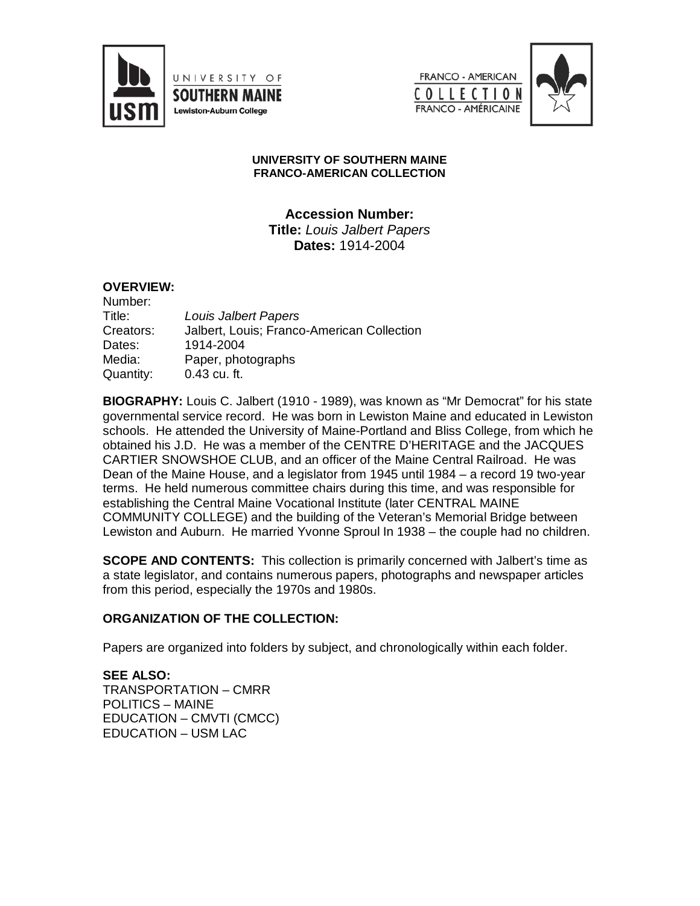UNIVERSITY OF SOUTHERN MAINE
Lewiston-Auburn College

FRANCO - AMERICAN COLLECTION FRANCO - AMÉRICAINE

**UNIVERSITY OF SOUTHERN MAINE**
**FRANCO-AMERICAN COLLECTION**

**Accession Number:**
**Title:** *Louis Jalbert Papers*
**Dates:** 1914-2004

**OVERVIEW:**

Number:
Title: *Louis Jalbert Papers*
Creators: Jalbert, Louis; Franco-American Collection
Dates: 1914-2004
Media: Paper, photographs
Quantity: 0.43 cu. ft.

**BIOGRAPHY:** Louis C. Jalbert (1910 - 1989), was known as "Mr Democrat" for his state governmental service record. He was born in Lewiston Maine and educated in Lewiston schools. He attended the University of Maine-Portland and Bliss College, from which he obtained his J.D. He was a member of the CENTRE D'HERITAGE and the JACQUES CARTIER SNOWSHOE CLUB, and an officer of the Maine Central Railroad. He was Dean of the Maine House, and a legislator from 1945 until 1984 – a record 19 two-year terms. He held numerous committee chairs during this time, and was responsible for establishing the Central Maine Vocational Institute (later CENTRAL MAINE COMMUNITY COLLEGE) and the building of the Veteran's Memorial Bridge between Lewiston and Auburn. He married Yvonne Sproul In 1938 – the couple had no children.

**SCOPE AND CONTENTS:** This collection is primarily concerned with Jalbert's time as a state legislator, and contains numerous papers, photographs and newspaper articles from this period, especially the 1970s and 1980s.

**ORGANIZATION OF THE COLLECTION:**

Papers are organized into folders by subject, and chronologically within each folder.

**SEE ALSO:**
TRANSPORTATION – CMRR
POLITICS – MAINE
EDUCATION – CMVTI (CMCC)
EDUCATION – USM LAC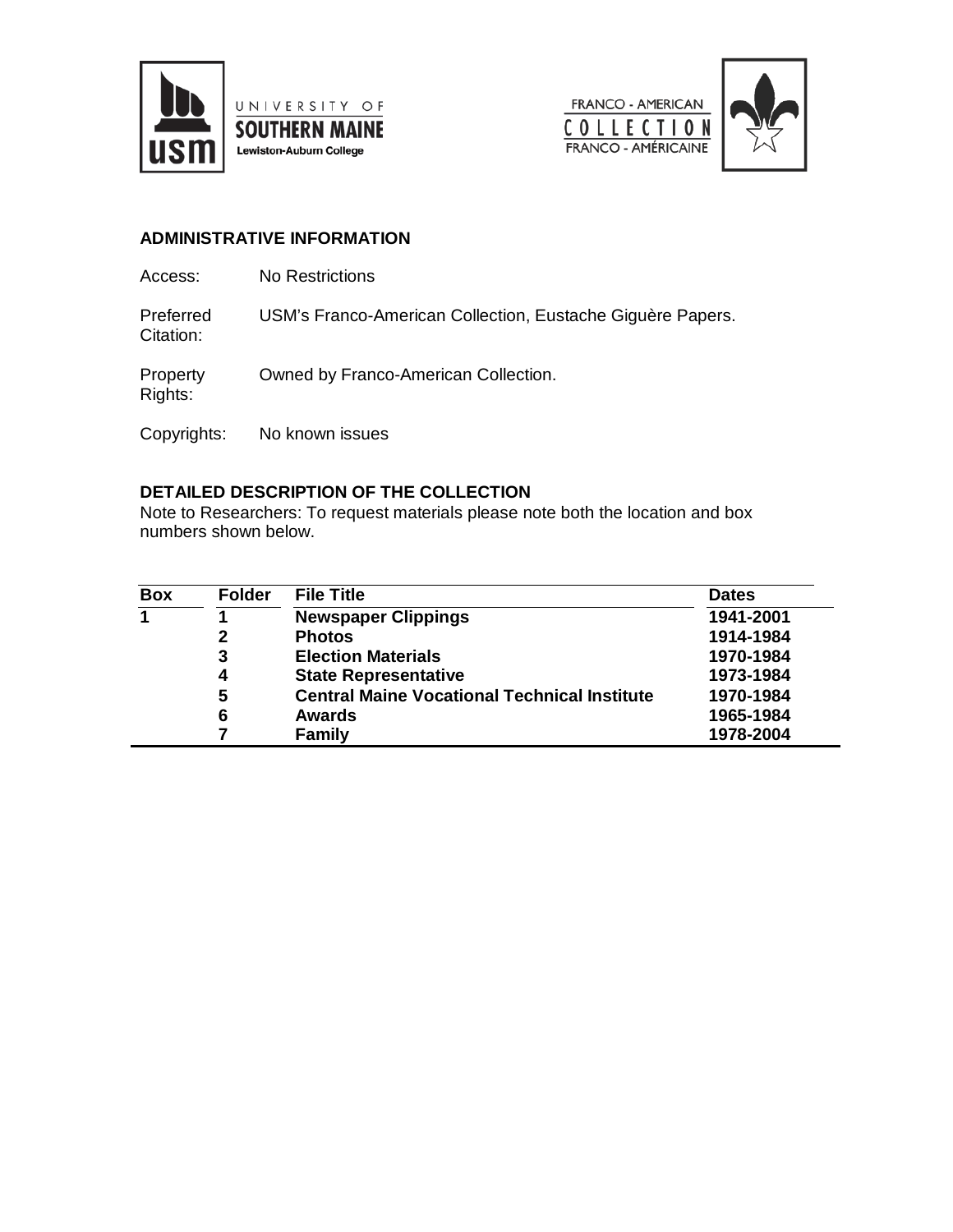UNIVERSITY OF SOUTHERN MAINE
Lewiston-Auburn College

FRANCO - AMERICAN COLLECTION FRANCO - AMÉRICAINE

## ADMINISTRATIVE INFORMATION

Access: No Restrictions

Preferred Citation: USM's Franco-American Collection, Eustache Giguère Papers.

Property Rights: Owned by Franco-American Collection.

Copyrights: No known issues

## DETAILED DESCRIPTION OF THE COLLECTION

Note to Researchers: To request materials please note both the location and box numbers shown below.

| Box | Folder | File Title | Dates |
|---|---|---|---|
| **1** | **1** | **Newspaper Clippings** | **1941-2001** |
| | **2** | **Photos** | **1914-1984** |
| | **3** | **Election Materials** | **1970-1984** |
| | **4** | **State Representative** | **1973-1984** |
| | **5** | **Central Maine Vocational Technical Institute** | **1970-1984** |
| | **6** | **Awards** | **1965-1984** |
| | **7** | **Family** | **1978-2004** |